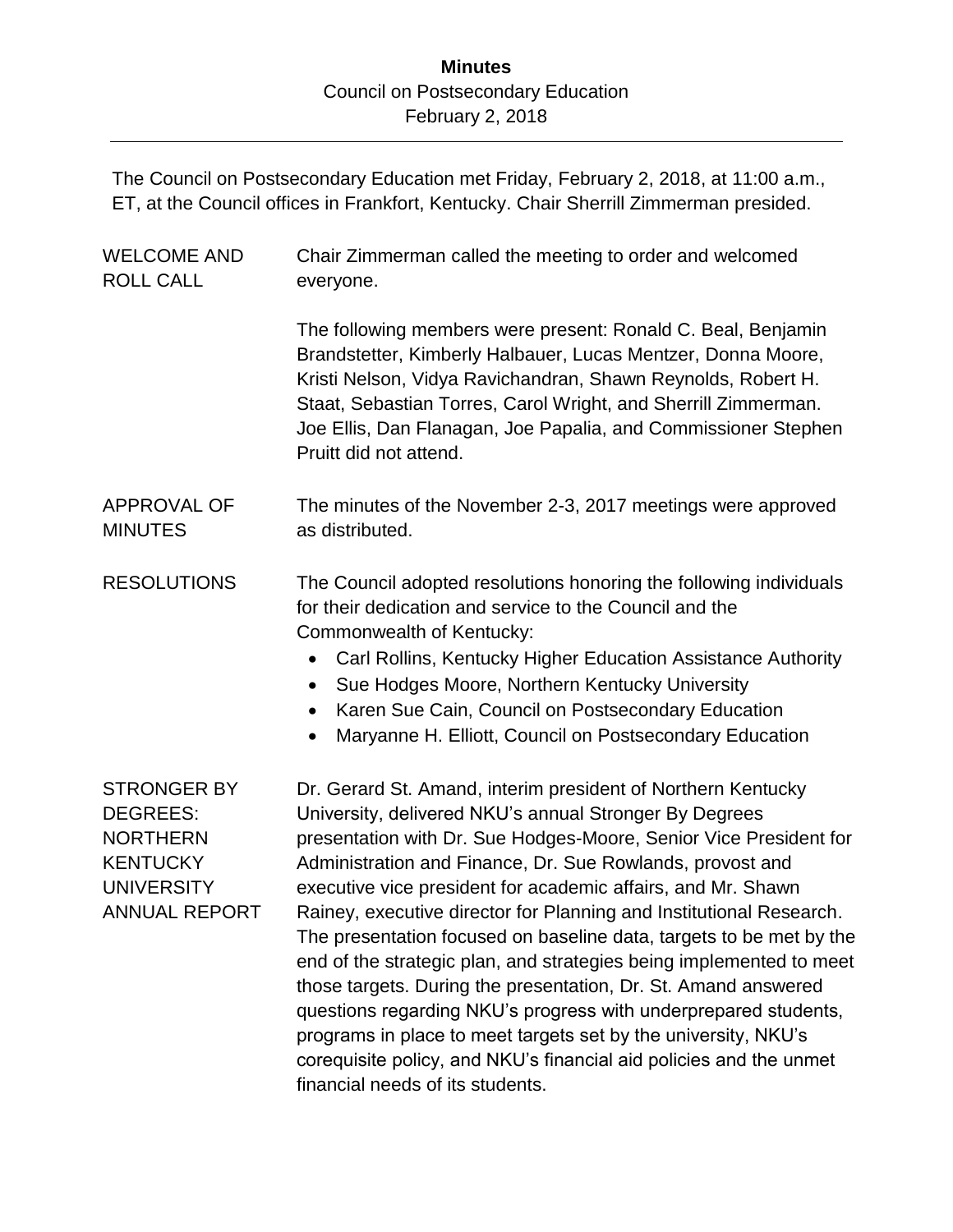# Minutes

Council on Postsecondary Education
February 2, 2018

---

The Council on Postsecondary Education met Friday, February 2, 2018, at 11:00 a.m., ET, at the Council offices in Frankfort, Kentucky. Chair Sherrill Zimmerman presided.

**WELCOME AND ROLL CALL**

Chair Zimmerman called the meeting to order and welcomed everyone.

The following members were present: Ronald C. Beal, Benjamin Brandstetter, Kimberly Halbauer, Lucas Mentzer, Donna Moore, Kristi Nelson, Vidya Ravichandran, Shawn Reynolds, Robert H. Staat, Sebastian Torres, Carol Wright, and Sherrill Zimmerman. Joe Ellis, Dan Flanagan, Joe Papalia, and Commissioner Stephen Pruitt did not attend.

**APPROVAL OF MINUTES**

The minutes of the November 2-3, 2017 meetings were approved as distributed.

**RESOLUTIONS**

The Council adopted resolutions honoring the following individuals for their dedication and service to the Council and the Commonwealth of Kentucky:

- Carl Rollins, Kentucky Higher Education Assistance Authority
- Sue Hodges Moore, Northern Kentucky University
- Karen Sue Cain, Council on Postsecondary Education
- Maryanne H. Elliott, Council on Postsecondary Education

**STRONGER BY DEGREES: NORTHERN KENTUCKY UNIVERSITY ANNUAL REPORT**

Dr. Gerard St. Amand, interim president of Northern Kentucky University, delivered NKU's annual Stronger By Degrees presentation with Dr. Sue Hodges-Moore, Senior Vice President for Administration and Finance, Dr. Sue Rowlands, provost and executive vice president for academic affairs, and Mr. Shawn Rainey, executive director for Planning and Institutional Research. The presentation focused on baseline data, targets to be met by the end of the strategic plan, and strategies being implemented to meet those targets. During the presentation, Dr. St. Amand answered questions regarding NKU's progress with underprepared students, programs in place to meet targets set by the university, NKU's corequisite policy, and NKU's financial aid policies and the unmet financial needs of its students.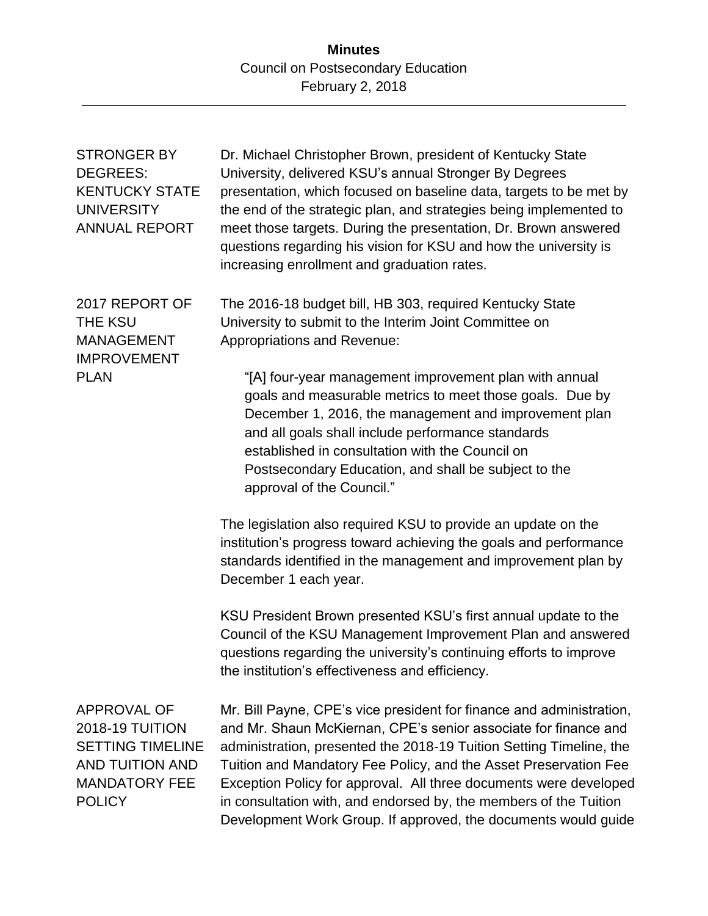**STRONGER BY DEGREES: KENTUCKY STATE UNIVERSITY ANNUAL REPORT**

Dr. Michael Christopher Brown, president of Kentucky State University, delivered KSU's annual Stronger By Degrees presentation, which focused on baseline data, targets to be met by the end of the strategic plan, and strategies being implemented to meet those targets. During the presentation, Dr. Brown answered questions regarding his vision for KSU and how the university is increasing enrollment and graduation rates.

**2017 REPORT OF THE KSU MANAGEMENT IMPROVEMENT PLAN**

The 2016-18 budget bill, HB 303, required Kentucky State University to submit to the Interim Joint Committee on Appropriations and Revenue:

> "[A] four-year management improvement plan with annual goals and measurable metrics to meet those goals. Due by December 1, 2016, the management and improvement plan and all goals shall include performance standards established in consultation with the Council on Postsecondary Education, and shall be subject to the approval of the Council."

The legislation also required KSU to provide an update on the institution's progress toward achieving the goals and performance standards identified in the management and improvement plan by December 1 each year.

KSU President Brown presented KSU's first annual update to the Council of the KSU Management Improvement Plan and answered questions regarding the university's continuing efforts to improve the institution's effectiveness and efficiency.

**APPROVAL OF 2018-19 TUITION SETTING TIMELINE AND TUITION AND MANDATORY FEE POLICY**

Mr. Bill Payne, CPE's vice president for finance and administration, and Mr. Shaun McKiernan, CPE's senior associate for finance and administration, presented the 2018-19 Tuition Setting Timeline, the Tuition and Mandatory Fee Policy, and the Asset Preservation Fee Exception Policy for approval. All three documents were developed in consultation with, and endorsed by, the members of the Tuition Development Work Group. If approved, the documents would guide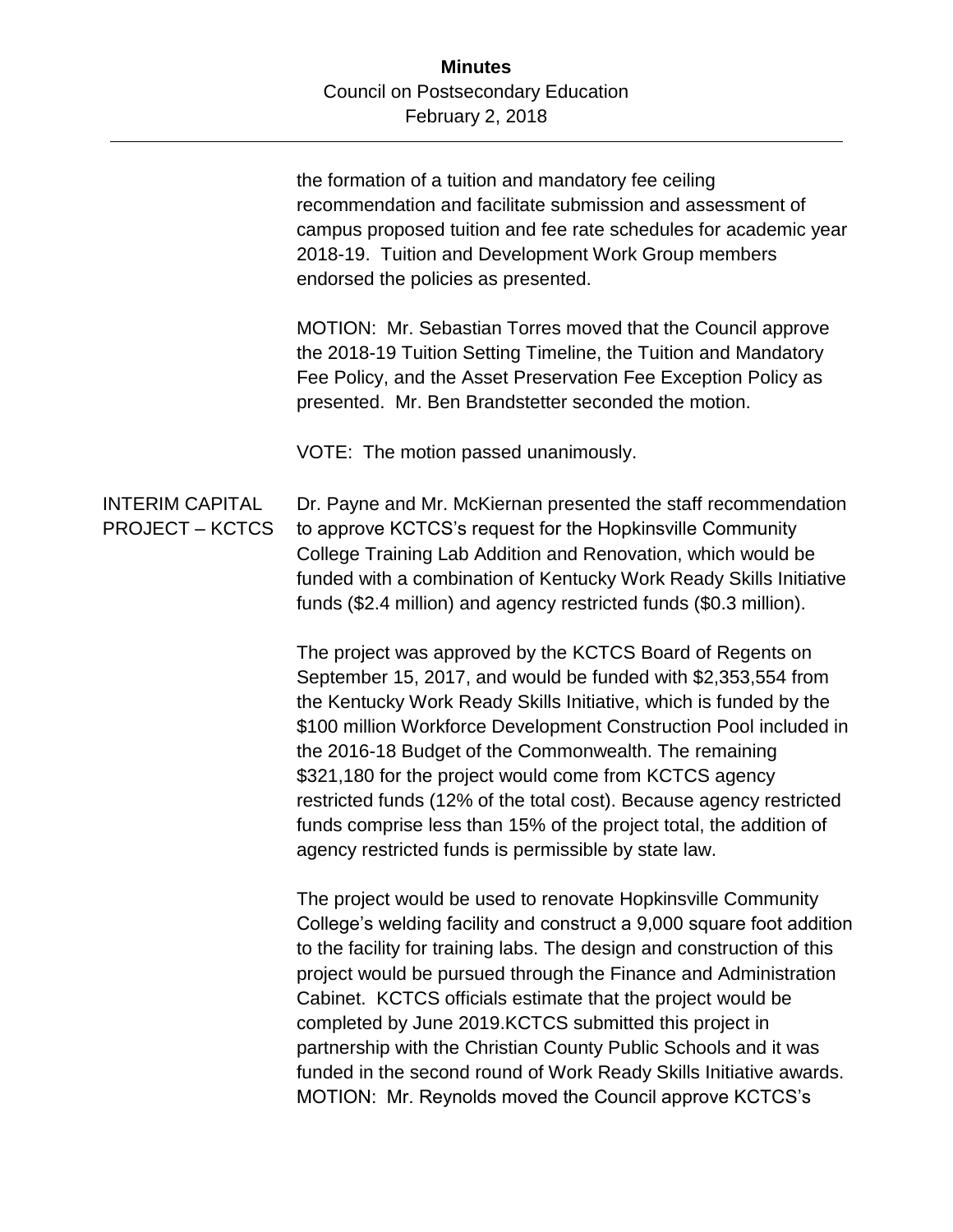the formation of a tuition and mandatory fee ceiling recommendation and facilitate submission and assessment of campus proposed tuition and fee rate schedules for academic year 2018-19. Tuition and Development Work Group members endorsed the policies as presented.

MOTION: Mr. Sebastian Torres moved that the Council approve the 2018-19 Tuition Setting Timeline, the Tuition and Mandatory Fee Policy, and the Asset Preservation Fee Exception Policy as presented. Mr. Ben Brandstetter seconded the motion.

VOTE: The motion passed unanimously.

**INTERIM CAPITAL PROJECT – KCTCS**

Dr. Payne and Mr. McKiernan presented the staff recommendation to approve KCTCS's request for the Hopkinsville Community College Training Lab Addition and Renovation, which would be funded with a combination of Kentucky Work Ready Skills Initiative funds ($2.4 million) and agency restricted funds ($0.3 million).

The project was approved by the KCTCS Board of Regents on September 15, 2017, and would be funded with $2,353,554 from the Kentucky Work Ready Skills Initiative, which is funded by the $100 million Workforce Development Construction Pool included in the 2016-18 Budget of the Commonwealth. The remaining $321,180 for the project would come from KCTCS agency restricted funds (12% of the total cost). Because agency restricted funds comprise less than 15% of the project total, the addition of agency restricted funds is permissible by state law.

The project would be used to renovate Hopkinsville Community College's welding facility and construct a 9,000 square foot addition to the facility for training labs. The design and construction of this project would be pursued through the Finance and Administration Cabinet. KCTCS officials estimate that the project would be completed by June 2019.KCTCS submitted this project in partnership with the Christian County Public Schools and it was funded in the second round of Work Ready Skills Initiative awards.

MOTION: Mr. Reynolds moved the Council approve KCTCS's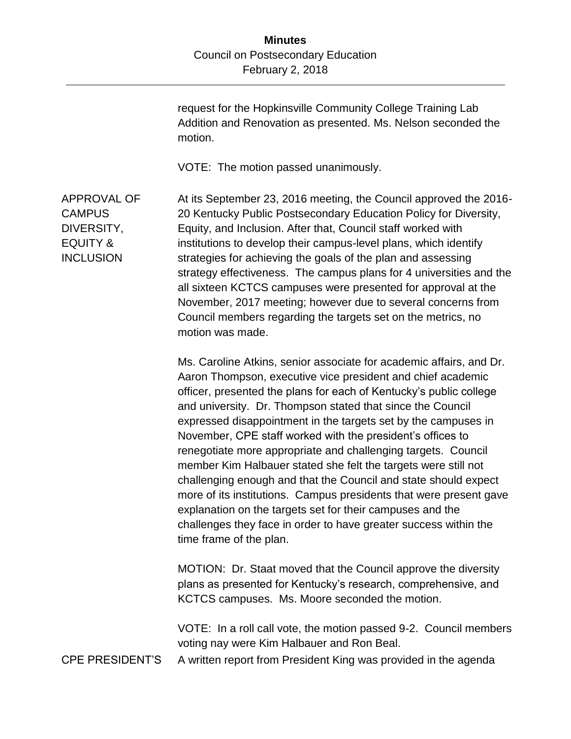request for the Hopkinsville Community College Training Lab Addition and Renovation as presented. Ms. Nelson seconded the motion.

VOTE: The motion passed unanimously.

**APPROVAL OF CAMPUS DIVERSITY, EQUITY & INCLUSION**

At its September 23, 2016 meeting, the Council approved the 2016-20 Kentucky Public Postsecondary Education Policy for Diversity, Equity, and Inclusion. After that, Council staff worked with institutions to develop their campus-level plans, which identify strategies for achieving the goals of the plan and assessing strategy effectiveness. The campus plans for 4 universities and the all sixteen KCTCS campuses were presented for approval at the November, 2017 meeting; however due to several concerns from Council members regarding the targets set on the metrics, no motion was made.

Ms. Caroline Atkins, senior associate for academic affairs, and Dr. Aaron Thompson, executive vice president and chief academic officer, presented the plans for each of Kentucky's public college and university. Dr. Thompson stated that since the Council expressed disappointment in the targets set by the campuses in November, CPE staff worked with the president's offices to renegotiate more appropriate and challenging targets. Council member Kim Halbauer stated she felt the targets were still not challenging enough and that the Council and state should expect more of its institutions. Campus presidents that were present gave explanation on the targets set for their campuses and the challenges they face in order to have greater success within the time frame of the plan.

MOTION: Dr. Staat moved that the Council approve the diversity plans as presented for Kentucky's research, comprehensive, and KCTCS campuses. Ms. Moore seconded the motion.

VOTE: In a roll call vote, the motion passed 9-2. Council members voting nay were Kim Halbauer and Ron Beal.

**CPE PRESIDENT'S**

A written report from President King was provided in the agenda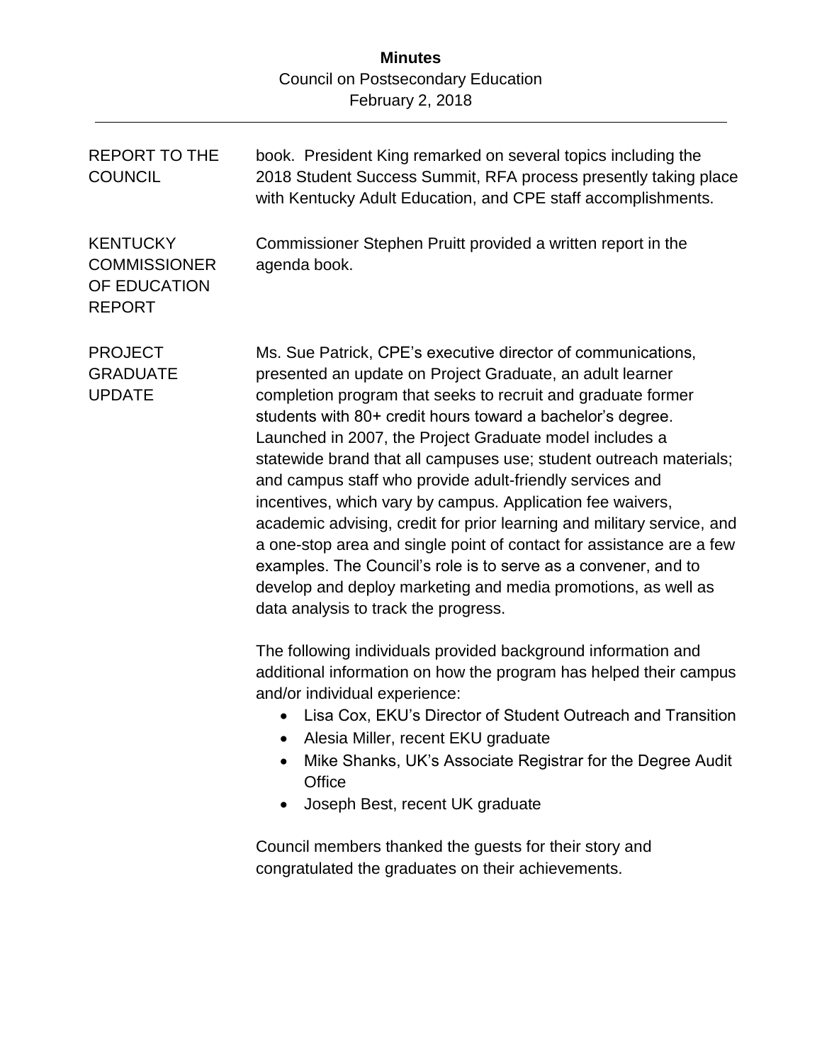REPORT TO THE COUNCIL

book. President King remarked on several topics including the 2018 Student Success Summit, RFA process presently taking place with Kentucky Adult Education, and CPE staff accomplishments.

KENTUCKY COMMISSIONER OF EDUCATION REPORT

Commissioner Stephen Pruitt provided a written report in the agenda book.

PROJECT GRADUATE UPDATE

Ms. Sue Patrick, CPE's executive director of communications, presented an update on Project Graduate, an adult learner completion program that seeks to recruit and graduate former students with 80+ credit hours toward a bachelor's degree. Launched in 2007, the Project Graduate model includes a statewide brand that all campuses use; student outreach materials; and campus staff who provide adult-friendly services and incentives, which vary by campus. Application fee waivers, academic advising, credit for prior learning and military service, and a one-stop area and single point of contact for assistance are a few examples. The Council's role is to serve as a convener, and to develop and deploy marketing and media promotions, as well as data analysis to track the progress.

The following individuals provided background information and additional information on how the program has helped their campus and/or individual experience:

- Lisa Cox, EKU's Director of Student Outreach and Transition
- Alesia Miller, recent EKU graduate
- Mike Shanks, UK's Associate Registrar for the Degree Audit Office
- Joseph Best, recent UK graduate

Council members thanked the guests for their story and congratulated the graduates on their achievements.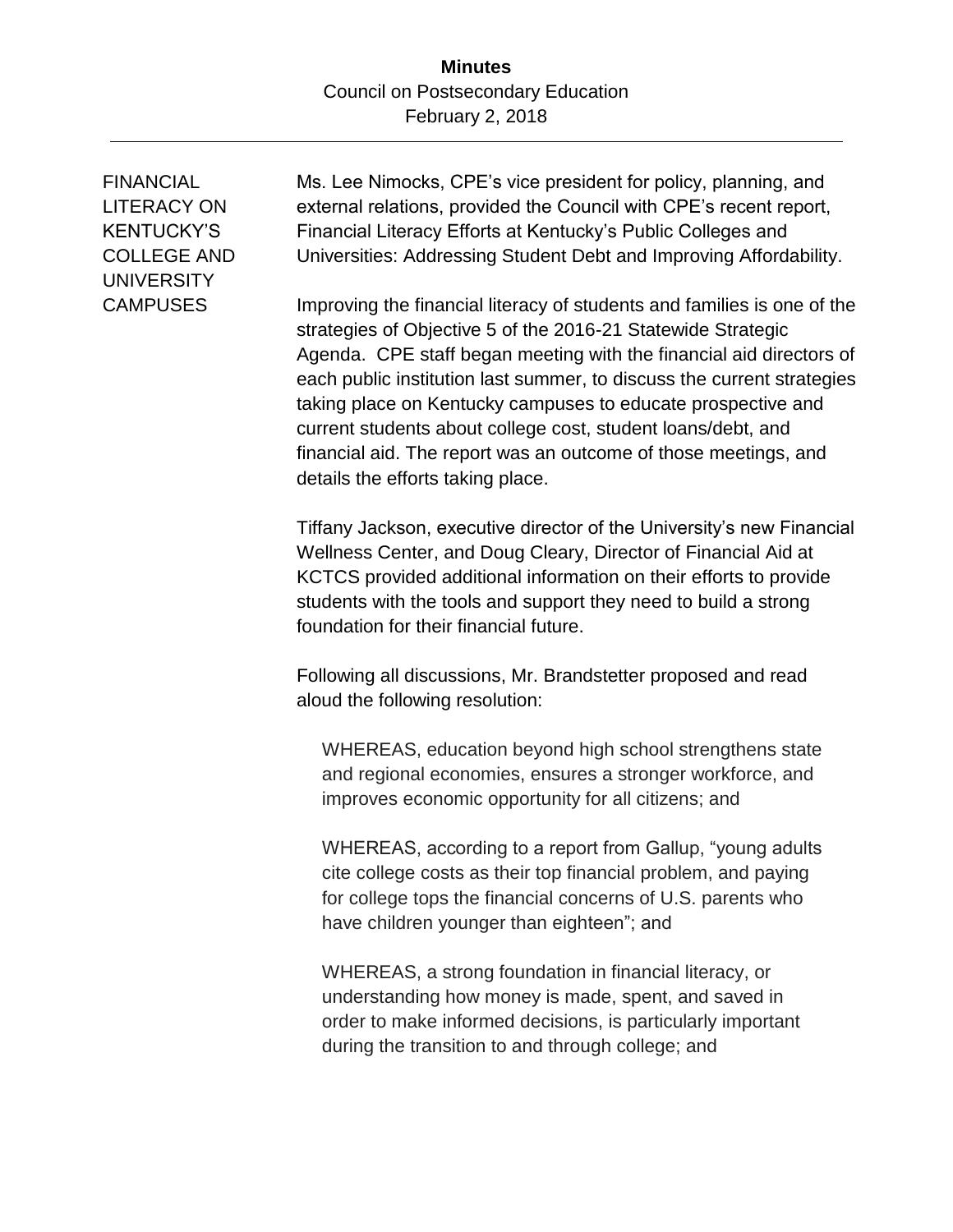**FINANCIAL LITERACY ON KENTUCKY'S COLLEGE AND UNIVERSITY CAMPUSES**

Ms. Lee Nimocks, CPE's vice president for policy, planning, and external relations, provided the Council with CPE's recent report, Financial Literacy Efforts at Kentucky's Public Colleges and Universities: Addressing Student Debt and Improving Affordability.

Improving the financial literacy of students and families is one of the strategies of Objective 5 of the 2016-21 Statewide Strategic Agenda. CPE staff began meeting with the financial aid directors of each public institution last summer, to discuss the current strategies taking place on Kentucky campuses to educate prospective and current students about college cost, student loans/debt, and financial aid. The report was an outcome of those meetings, and details the efforts taking place.

Tiffany Jackson, executive director of the University's new Financial Wellness Center, and Doug Cleary, Director of Financial Aid at KCTCS provided additional information on their efforts to provide students with the tools and support they need to build a strong foundation for their financial future.

Following all discussions, Mr. Brandstetter proposed and read aloud the following resolution:

> WHEREAS, education beyond high school strengthens state and regional economies, ensures a stronger workforce, and improves economic opportunity for all citizens; and
>
> WHEREAS, according to a report from Gallup, "young adults cite college costs as their top financial problem, and paying for college tops the financial concerns of U.S. parents who have children younger than eighteen"; and
>
> WHEREAS, a strong foundation in financial literacy, or understanding how money is made, spent, and saved in order to make informed decisions, is particularly important during the transition to and through college; and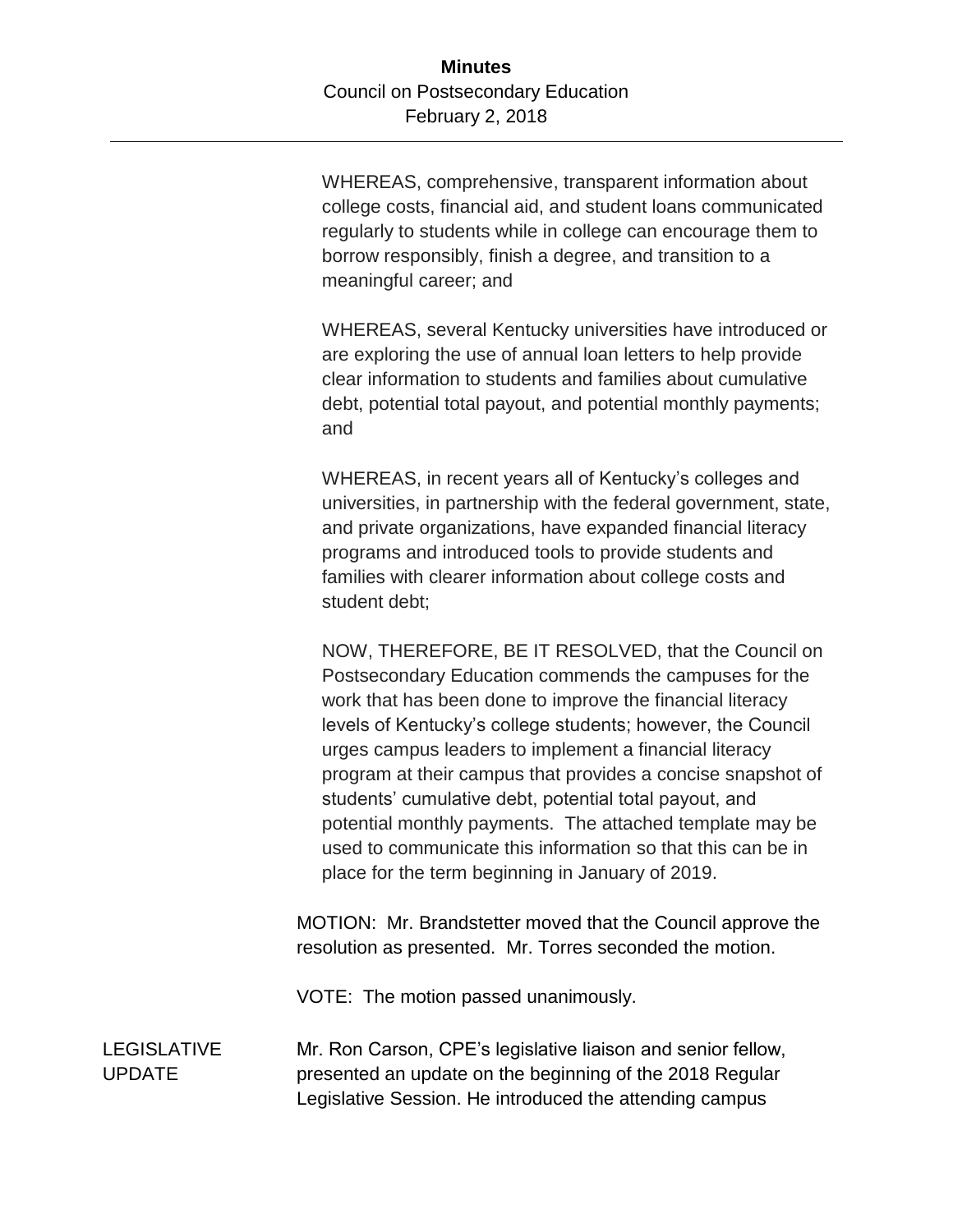WHEREAS, comprehensive, transparent information about college costs, financial aid, and student loans communicated regularly to students while in college can encourage them to borrow responsibly, finish a degree, and transition to a meaningful career; and

WHEREAS, several Kentucky universities have introduced or are exploring the use of annual loan letters to help provide clear information to students and families about cumulative debt, potential total payout, and potential monthly payments; and

WHEREAS, in recent years all of Kentucky's colleges and universities, in partnership with the federal government, state, and private organizations, have expanded financial literacy programs and introduced tools to provide students and families with clearer information about college costs and student debt;

NOW, THEREFORE, BE IT RESOLVED, that the Council on Postsecondary Education commends the campuses for the work that has been done to improve the financial literacy levels of Kentucky's college students; however, the Council urges campus leaders to implement a financial literacy program at their campus that provides a concise snapshot of students' cumulative debt, potential total payout, and potential monthly payments. The attached template may be used to communicate this information so that this can be in place for the term beginning in January of 2019.

MOTION: Mr. Brandstetter moved that the Council approve the resolution as presented. Mr. Torres seconded the motion.

VOTE: The motion passed unanimously.

**LEGISLATIVE UPDATE**

Mr. Ron Carson, CPE's legislative liaison and senior fellow, presented an update on the beginning of the 2018 Regular Legislative Session. He introduced the attending campus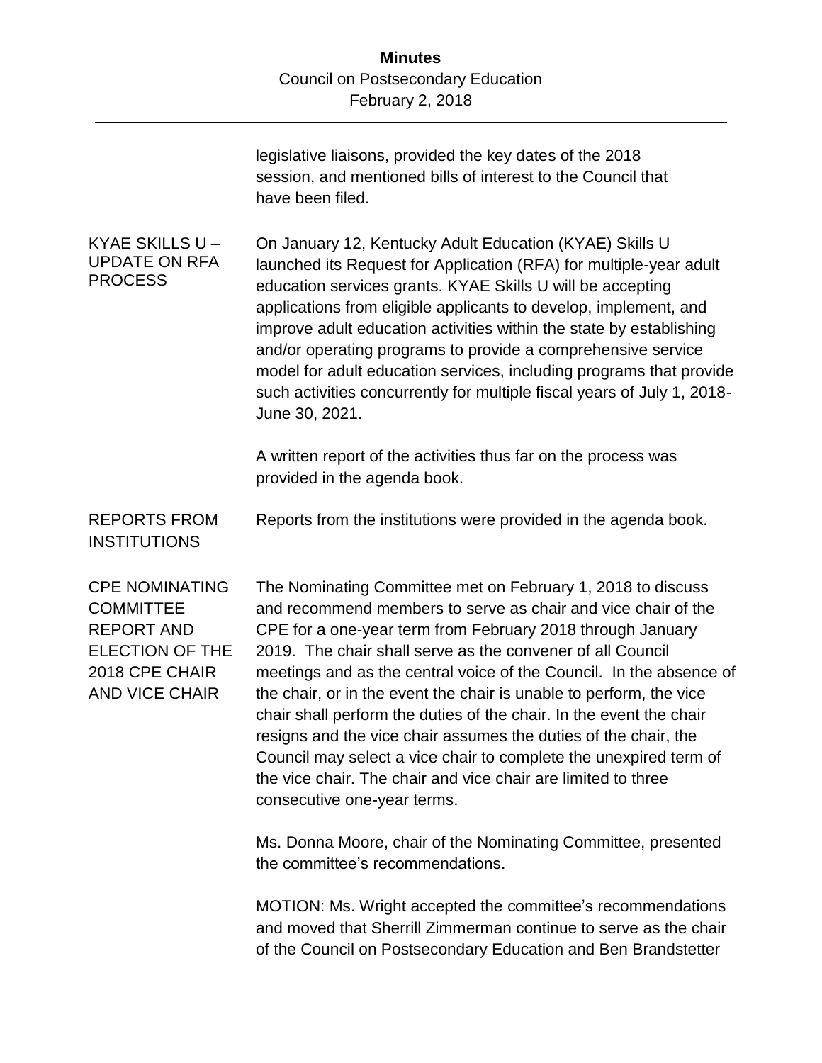legislative liaisons, provided the key dates of the 2018 session, and mentioned bills of interest to the Council that have been filed.

**KYAE SKILLS U – UPDATE ON RFA PROCESS**

On January 12, Kentucky Adult Education (KYAE) Skills U launched its Request for Application (RFA) for multiple-year adult education services grants. KYAE Skills U will be accepting applications from eligible applicants to develop, implement, and improve adult education activities within the state by establishing and/or operating programs to provide a comprehensive service model for adult education services, including programs that provide such activities concurrently for multiple fiscal years of July 1, 2018-June 30, 2021.

A written report of the activities thus far on the process was provided in the agenda book.

**REPORTS FROM INSTITUTIONS**

Reports from the institutions were provided in the agenda book.

**CPE NOMINATING COMMITTEE REPORT AND ELECTION OF THE 2018 CPE CHAIR AND VICE CHAIR**

The Nominating Committee met on February 1, 2018 to discuss and recommend members to serve as chair and vice chair of the CPE for a one-year term from February 2018 through January 2019. The chair shall serve as the convener of all Council meetings and as the central voice of the Council. In the absence of the chair, or in the event the chair is unable to perform, the vice chair shall perform the duties of the chair. In the event the chair resigns and the vice chair assumes the duties of the chair, the Council may select a vice chair to complete the unexpired term of the vice chair. The chair and vice chair are limited to three consecutive one-year terms.

Ms. Donna Moore, chair of the Nominating Committee, presented the committee's recommendations.

MOTION: Ms. Wright accepted the committee's recommendations and moved that Sherrill Zimmerman continue to serve as the chair of the Council on Postsecondary Education and Ben Brandstetter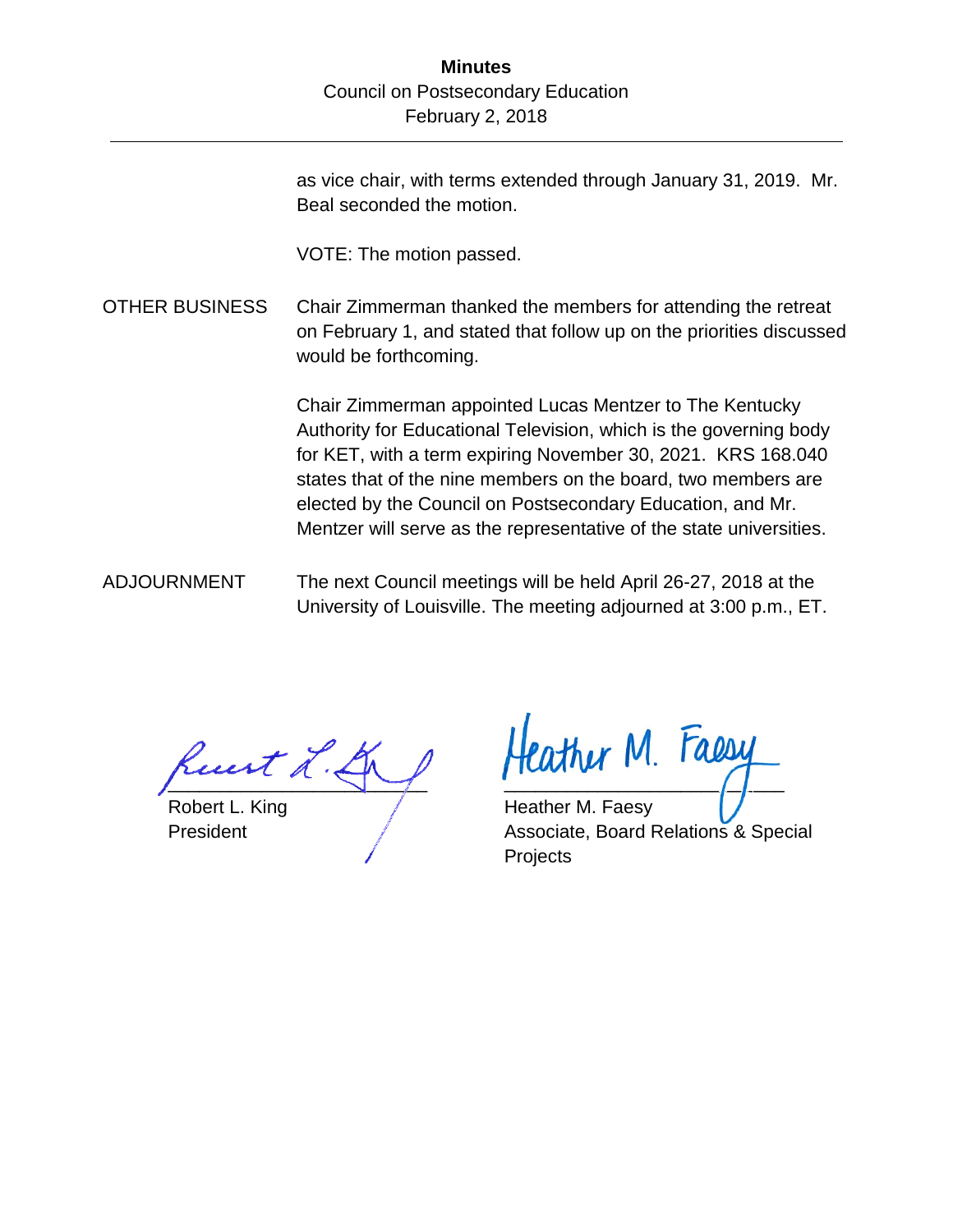as vice chair, with terms extended through January 31, 2019. Mr. Beal seconded the motion.

VOTE: The motion passed.

OTHER BUSINESS

Chair Zimmerman thanked the members for attending the retreat on February 1, and stated that follow up on the priorities discussed would be forthcoming.

Chair Zimmerman appointed Lucas Mentzer to The Kentucky Authority for Educational Television, which is the governing body for KET, with a term expiring November 30, 2021. KRS 168.040 states that of the nine members on the board, two members are elected by the Council on Postsecondary Education, and Mr. Mentzer will serve as the representative of the state universities.

ADJOURNMENT

The next Council meetings will be held April 26-27, 2018 at the University of Louisville. The meeting adjourned at 3:00 p.m., ET.

Robert L. King
President

Heather M. Faesy
Associate, Board Relations & Special Projects